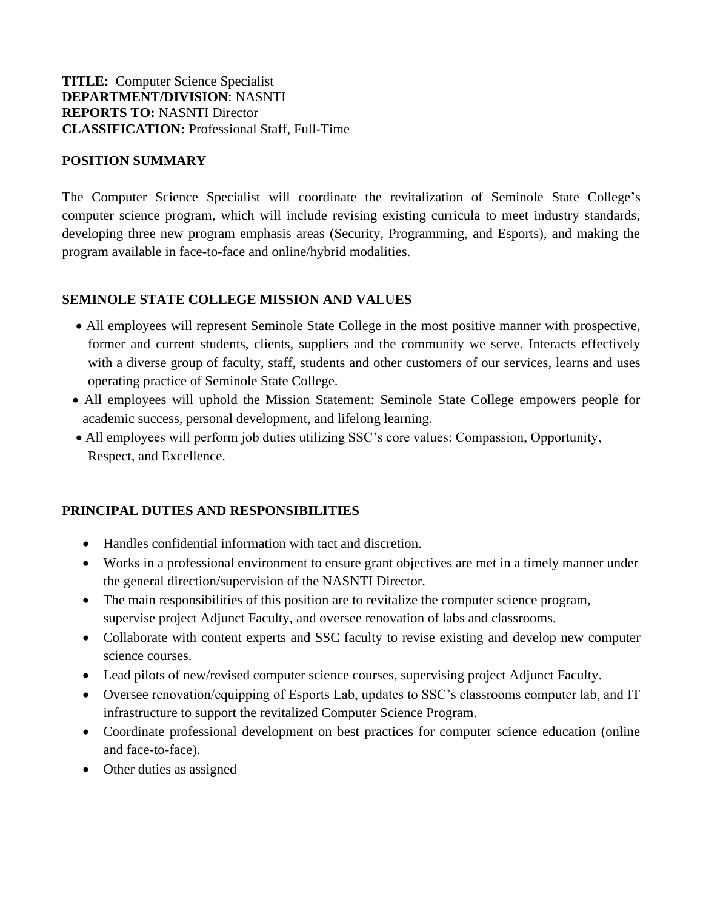**TITLE:** Computer Science Specialist
**DEPARTMENT/DIVISION**: NASNTI
**REPORTS TO:** NASNTI Director
**CLASSIFICATION:** Professional Staff, Full-Time

## POSITION SUMMARY

The Computer Science Specialist will coordinate the revitalization of Seminole State College's computer science program, which will include revising existing curricula to meet industry standards, developing three new program emphasis areas (Security, Programming, and Esports), and making the program available in face-to-face and online/hybrid modalities.

## SEMINOLE STATE COLLEGE MISSION AND VALUES

- All employees will represent Seminole State College in the most positive manner with prospective, former and current students, clients, suppliers and the community we serve. Interacts effectively with a diverse group of faculty, staff, students and other customers of our services, learns and uses operating practice of Seminole State College.
- All employees will uphold the Mission Statement: Seminole State College empowers people for academic success, personal development, and lifelong learning.
- All employees will perform job duties utilizing SSC's core values: Compassion, Opportunity, Respect, and Excellence.

## PRINCIPAL DUTIES AND RESPONSIBILITIES

- Handles confidential information with tact and discretion.
- Works in a professional environment to ensure grant objectives are met in a timely manner under the general direction/supervision of the NASNTI Director.
- The main responsibilities of this position are to revitalize the computer science program, supervise project Adjunct Faculty, and oversee renovation of labs and classrooms.
- Collaborate with content experts and SSC faculty to revise existing and develop new computer science courses.
- Lead pilots of new/revised computer science courses, supervising project Adjunct Faculty.
- Oversee renovation/equipping of Esports Lab, updates to SSC's classrooms computer lab, and IT infrastructure to support the revitalized Computer Science Program.
- Coordinate professional development on best practices for computer science education (online and face-to-face).
- Other duties as assigned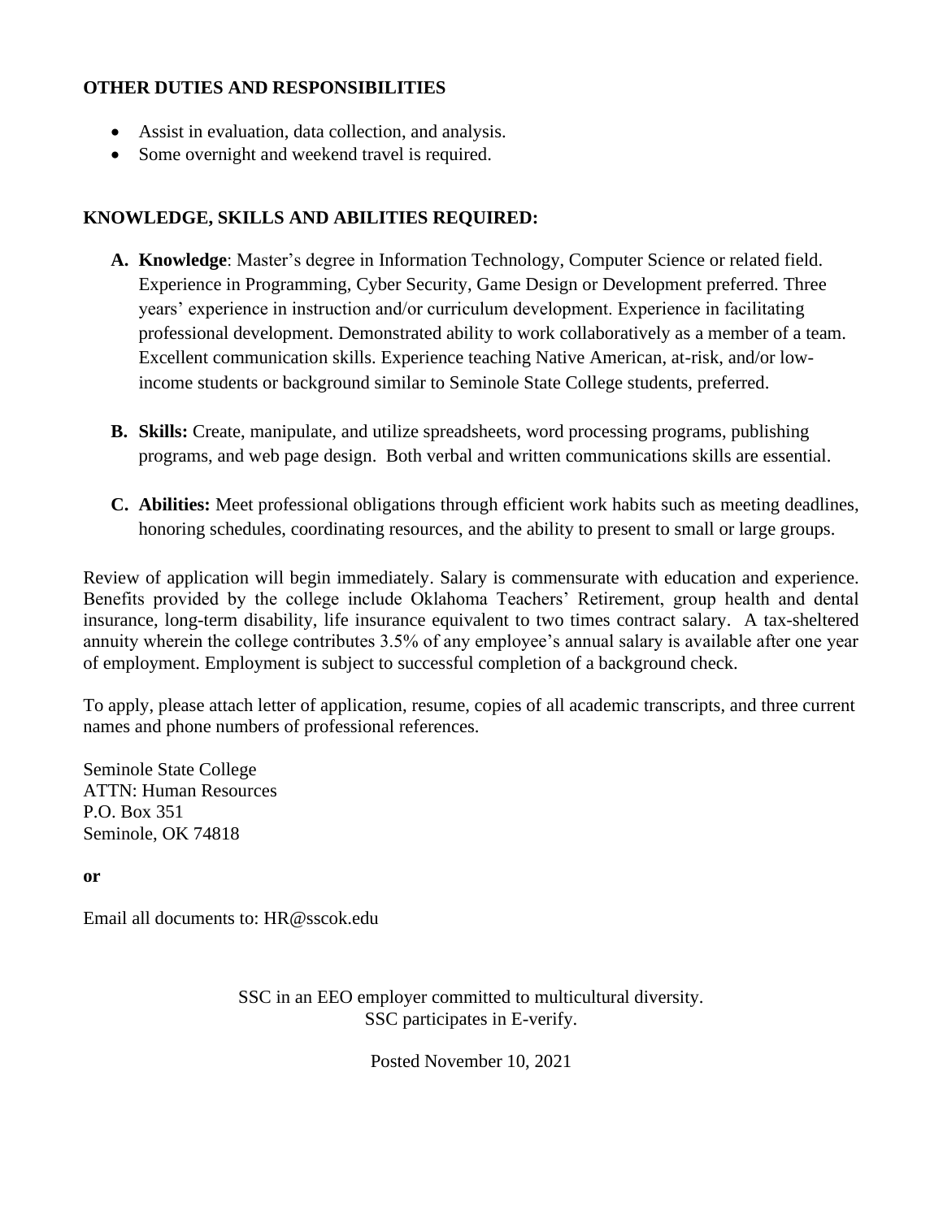**OTHER DUTIES AND RESPONSIBILITIES**

- Assist in evaluation, data collection, and analysis.
- Some overnight and weekend travel is required.

**KNOWLEDGE, SKILLS AND ABILITIES REQUIRED:**

**A. Knowledge**: Master's degree in Information Technology, Computer Science or related field. Experience in Programming, Cyber Security, Game Design or Development preferred. Three years' experience in instruction and/or curriculum development. Experience in facilitating professional development. Demonstrated ability to work collaboratively as a member of a team. Excellent communication skills. Experience teaching Native American, at-risk, and/or low-income students or background similar to Seminole State College students, preferred.

**B. Skills:** Create, manipulate, and utilize spreadsheets, word processing programs, publishing programs, and web page design. Both verbal and written communications skills are essential.

**C. Abilities:** Meet professional obligations through efficient work habits such as meeting deadlines, honoring schedules, coordinating resources, and the ability to present to small or large groups.

Review of application will begin immediately. Salary is commensurate with education and experience. Benefits provided by the college include Oklahoma Teachers' Retirement, group health and dental insurance, long-term disability, life insurance equivalent to two times contract salary. A tax-sheltered annuity wherein the college contributes 3.5% of any employee's annual salary is available after one year of employment. Employment is subject to successful completion of a background check.

To apply, please attach letter of application, resume, copies of all academic transcripts, and three current names and phone numbers of professional references.

Seminole State College
ATTN: Human Resources
P.O. Box 351
Seminole, OK 74818

**or**

Email all documents to: HR@sscok.edu

SSC in an EEO employer committed to multicultural diversity.
SSC participates in E-verify.

Posted November 10, 2021